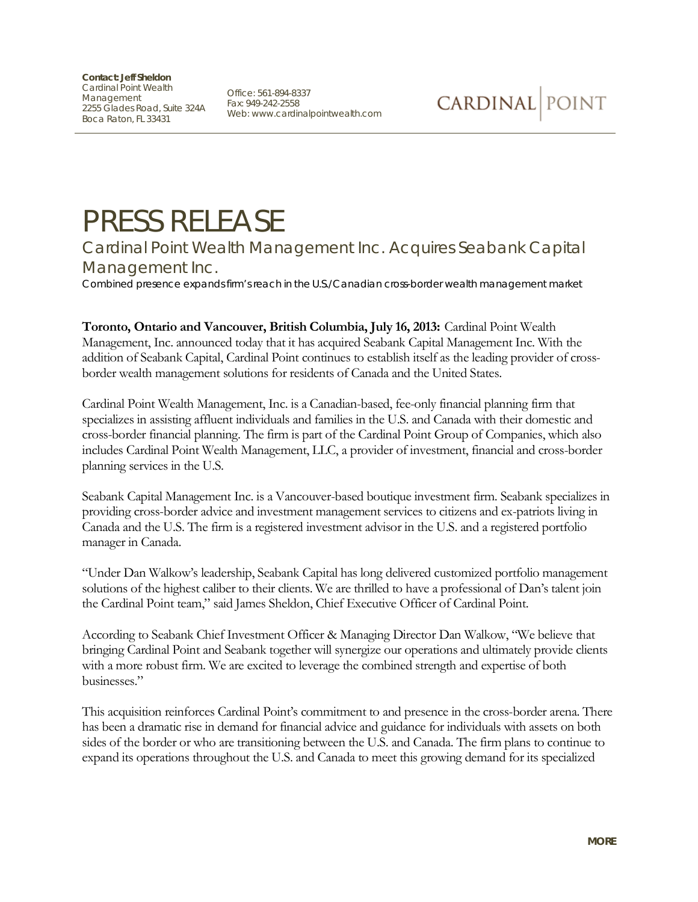**Contact: Jeff Sheldon**
Cardinal Point Wealth Management
2255 Glades Road, Suite 324A
Boca Raton, FL 33431

Office: 561-894-8337
Fax: 949-242-2558
Web: www.cardinalpointwealth.com

CARDINAL | POINT

# PRESS RELEASE

## Cardinal Point Wealth Management Inc. Acquires Seabank Capital Management Inc.

*Combined presence expands firm's reach in the U.S./Canadian cross-border wealth management market*

**Toronto, Ontario and Vancouver, British Columbia, July 16, 2013:** Cardinal Point Wealth Management, Inc. announced today that it has acquired Seabank Capital Management Inc. With the addition of Seabank Capital, Cardinal Point continues to establish itself as the leading provider of cross-border wealth management solutions for residents of Canada and the United States.

Cardinal Point Wealth Management, Inc. is a Canadian-based, fee-only financial planning firm that specializes in assisting affluent individuals and families in the U.S. and Canada with their domestic and cross-border financial planning. The firm is part of the Cardinal Point Group of Companies, which also includes Cardinal Point Wealth Management, LLC, a provider of investment, financial and cross-border planning services in the U.S.

Seabank Capital Management Inc. is a Vancouver-based boutique investment firm. Seabank specializes in providing cross-border advice and investment management services to citizens and ex-patriots living in Canada and the U.S. The firm is a registered investment advisor in the U.S. and a registered portfolio manager in Canada.

"Under Dan Walkow's leadership, Seabank Capital has long delivered customized portfolio management solutions of the highest caliber to their clients. We are thrilled to have a professional of Dan's talent join the Cardinal Point team," said James Sheldon, Chief Executive Officer of Cardinal Point.

According to Seabank Chief Investment Officer & Managing Director Dan Walkow, "We believe that bringing Cardinal Point and Seabank together will synergize our operations and ultimately provide clients with a more robust firm. We are excited to leverage the combined strength and expertise of both businesses."

This acquisition reinforces Cardinal Point's commitment to and presence in the cross-border arena. There has been a dramatic rise in demand for financial advice and guidance for individuals with assets on both sides of the border or who are transitioning between the U.S. and Canada. The firm plans to continue to expand its operations throughout the U.S. and Canada to meet this growing demand for its specialized

**MORE**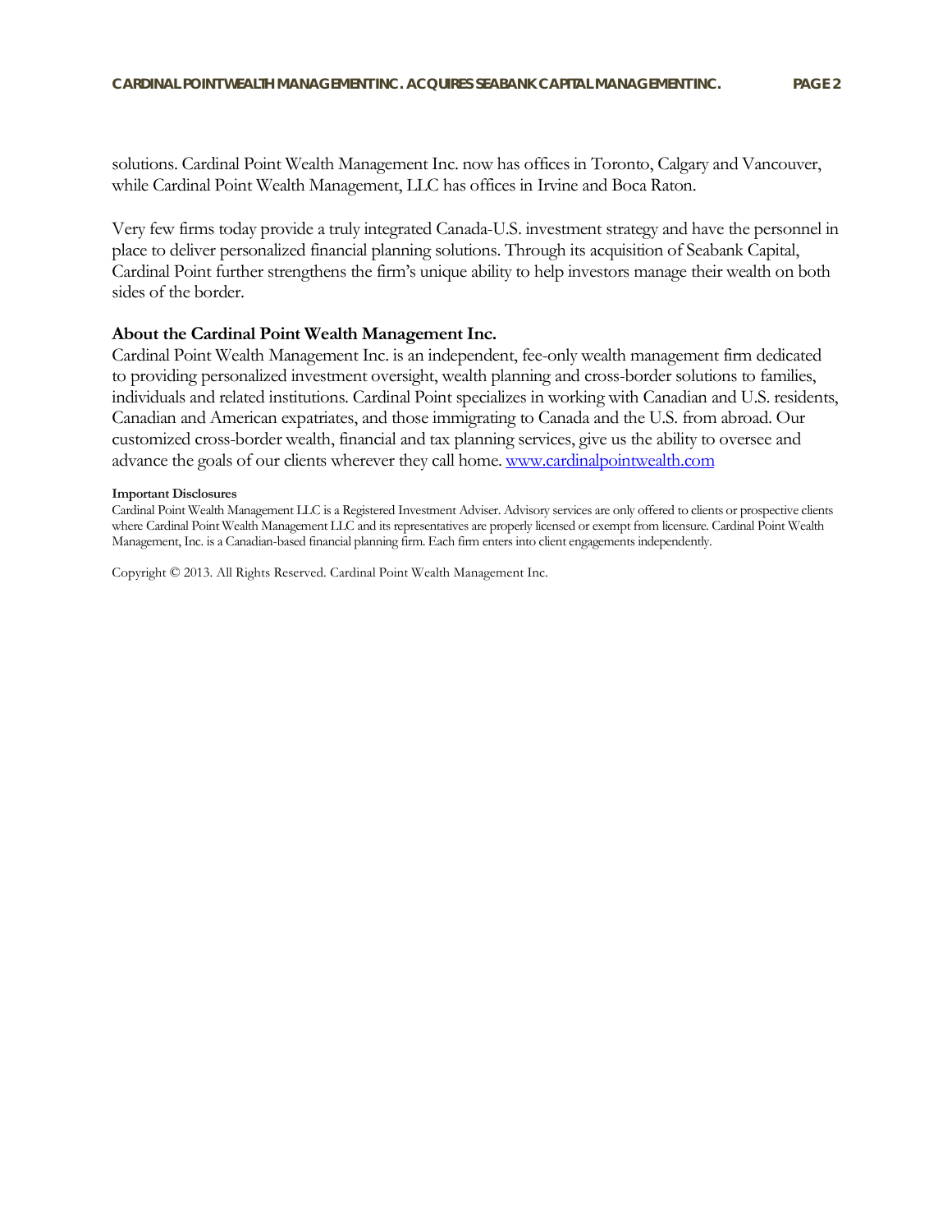solutions. Cardinal Point Wealth Management Inc. now has offices in Toronto, Calgary and Vancouver, while Cardinal Point Wealth Management, LLC has offices in Irvine and Boca Raton.

Very few firms today provide a truly integrated Canada-U.S. investment strategy and have the personnel in place to deliver personalized financial planning solutions. Through its acquisition of Seabank Capital, Cardinal Point further strengthens the firm's unique ability to help investors manage their wealth on both sides of the border.

**About the Cardinal Point Wealth Management Inc.**

Cardinal Point Wealth Management Inc. is an independent, fee-only wealth management firm dedicated to providing personalized investment oversight, wealth planning and cross-border solutions to families, individuals and related institutions. Cardinal Point specializes in working with Canadian and U.S. residents, Canadian and American expatriates, and those immigrating to Canada and the U.S. from abroad. Our customized cross-border wealth, financial and tax planning services, give us the ability to oversee and advance the goals of our clients wherever they call home. [www.cardinalpointwealth.com](http://www.cardinalpointwealth.com)

**Important Disclosures**

Cardinal Point Wealth Management LLC is a Registered Investment Adviser. Advisory services are only offered to clients or prospective clients where Cardinal Point Wealth Management LLC and its representatives are properly licensed or exempt from licensure. Cardinal Point Wealth Management, Inc. is a Canadian-based financial planning firm. Each firm enters into client engagements independently.

Copyright © 2013. All Rights Reserved. Cardinal Point Wealth Management Inc.